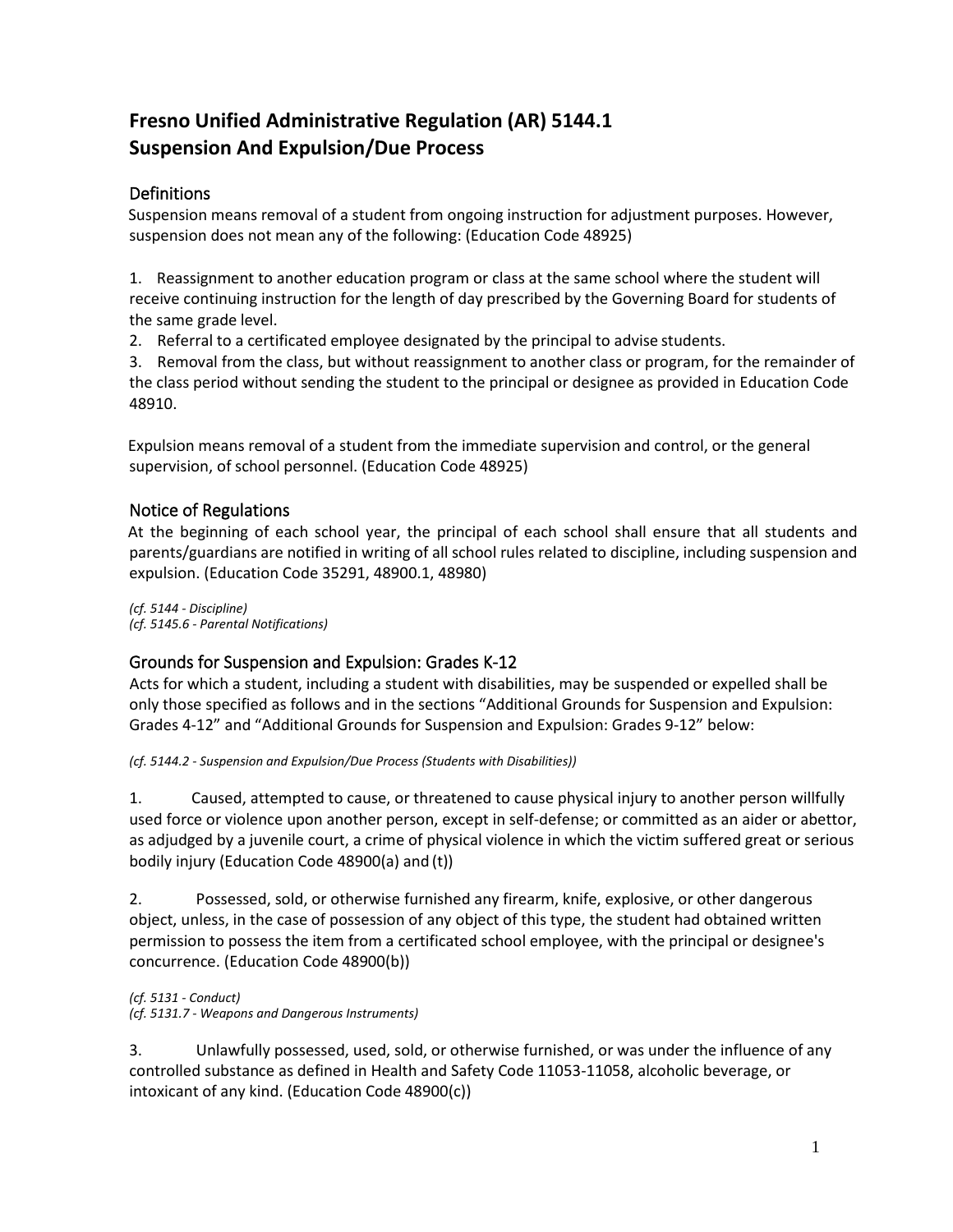# Fresno Unified Administrative Regulation (AR) 5144.1
# Suspension And Expulsion/Due Process

## Definitions

Suspension means removal of a student from ongoing instruction for adjustment purposes. However, suspension does not mean any of the following: (Education Code 48925)

1. Reassignment to another education program or class at the same school where the student will receive continuing instruction for the length of day prescribed by the Governing Board for students of the same grade level.
2. Referral to a certificated employee designated by the principal to advise students.
3. Removal from the class, but without reassignment to another class or program, for the remainder of the class period without sending the student to the principal or designee as provided in Education Code 48910.

Expulsion means removal of a student from the immediate supervision and control, or the general supervision, of school personnel. (Education Code 48925)

## Notice of Regulations

At the beginning of each school year, the principal of each school shall ensure that all students and parents/guardians are notified in writing of all school rules related to discipline, including suspension and expulsion. (Education Code 35291, 48900.1, 48980)

*(cf. 5144 - Discipline)*
*(cf. 5145.6 - Parental Notifications)*

## Grounds for Suspension and Expulsion: Grades K-12

Acts for which a student, including a student with disabilities, may be suspended or expelled shall be only those specified as follows and in the sections "Additional Grounds for Suspension and Expulsion: Grades 4-12" and "Additional Grounds for Suspension and Expulsion: Grades 9-12" below:

*(cf. 5144.2 - Suspension and Expulsion/Due Process (Students with Disabilities))*

1. Caused, attempted to cause, or threatened to cause physical injury to another person willfully used force or violence upon another person, except in self-defense; or committed as an aider or abettor, as adjudged by a juvenile court, a crime of physical violence in which the victim suffered great or serious bodily injury (Education Code 48900(a) and (t))

2. Possessed, sold, or otherwise furnished any firearm, knife, explosive, or other dangerous object, unless, in the case of possession of any object of this type, the student had obtained written permission to possess the item from a certificated school employee, with the principal or designee's concurrence. (Education Code 48900(b))

*(cf. 5131 - Conduct)*
*(cf. 5131.7 - Weapons and Dangerous Instruments)*

3. Unlawfully possessed, used, sold, or otherwise furnished, or was under the influence of any controlled substance as defined in Health and Safety Code 11053-11058, alcoholic beverage, or intoxicant of any kind. (Education Code 48900(c))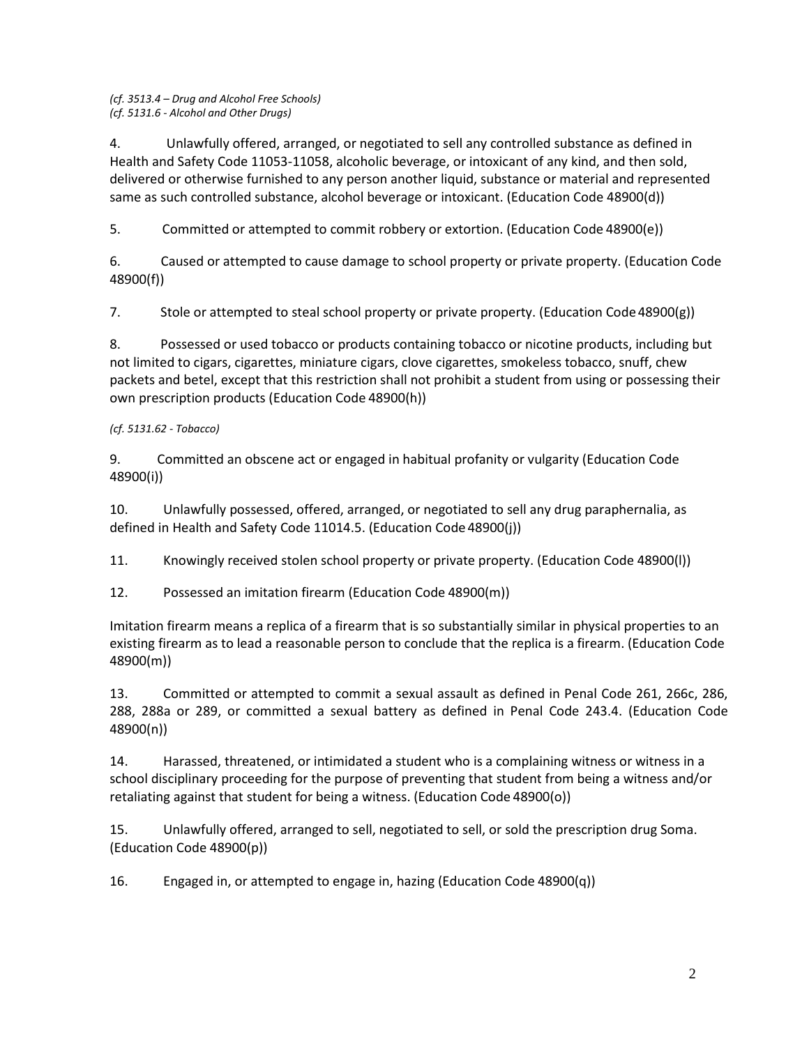*(cf. 3513.4 – Drug and Alcohol Free Schools)*
*(cf. 5131.6 - Alcohol and Other Drugs)*

4. Unlawfully offered, arranged, or negotiated to sell any controlled substance as defined in Health and Safety Code 11053-11058, alcoholic beverage, or intoxicant of any kind, and then sold, delivered or otherwise furnished to any person another liquid, substance or material and represented same as such controlled substance, alcohol beverage or intoxicant. (Education Code 48900(d))

5. Committed or attempted to commit robbery or extortion. (Education Code 48900(e))

6. Caused or attempted to cause damage to school property or private property. (Education Code 48900(f))

7. Stole or attempted to steal school property or private property. (Education Code 48900(g))

8. Possessed or used tobacco or products containing tobacco or nicotine products, including but not limited to cigars, cigarettes, miniature cigars, clove cigarettes, smokeless tobacco, snuff, chew packets and betel, except that this restriction shall not prohibit a student from using or possessing their own prescription products (Education Code 48900(h))

*(cf. 5131.62 - Tobacco)*

9. Committed an obscene act or engaged in habitual profanity or vulgarity (Education Code 48900(i))

10. Unlawfully possessed, offered, arranged, or negotiated to sell any drug paraphernalia, as defined in Health and Safety Code 11014.5. (Education Code 48900(j))

11. Knowingly received stolen school property or private property. (Education Code 48900(l))

12. Possessed an imitation firearm (Education Code 48900(m))

Imitation firearm means a replica of a firearm that is so substantially similar in physical properties to an existing firearm as to lead a reasonable person to conclude that the replica is a firearm. (Education Code 48900(m))

13. Committed or attempted to commit a sexual assault as defined in Penal Code 261, 266c, 286, 288, 288a or 289, or committed a sexual battery as defined in Penal Code 243.4. (Education Code 48900(n))

14. Harassed, threatened, or intimidated a student who is a complaining witness or witness in a school disciplinary proceeding for the purpose of preventing that student from being a witness and/or retaliating against that student for being a witness. (Education Code 48900(o))

15. Unlawfully offered, arranged to sell, negotiated to sell, or sold the prescription drug Soma. (Education Code 48900(p))

16. Engaged in, or attempted to engage in, hazing (Education Code 48900(q))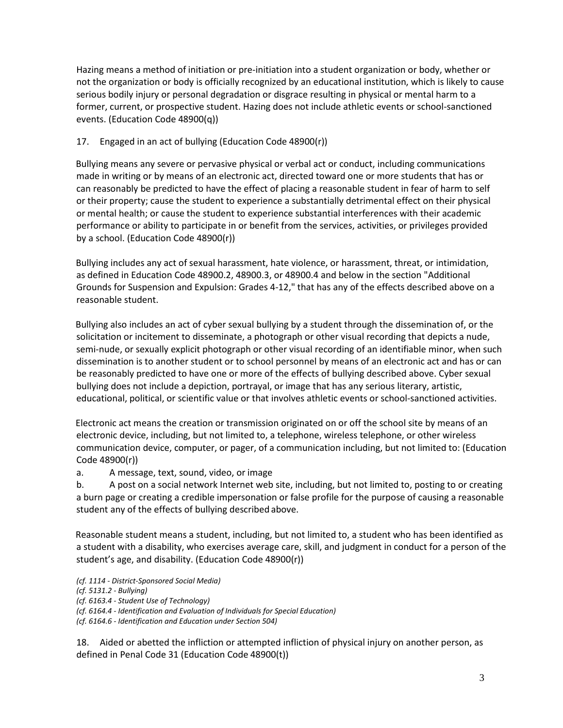Hazing means a method of initiation or pre-initiation into a student organization or body, whether or not the organization or body is officially recognized by an educational institution, which is likely to cause serious bodily injury or personal degradation or disgrace resulting in physical or mental harm to a former, current, or prospective student. Hazing does not include athletic events or school-sanctioned events. (Education Code 48900(q))

17. Engaged in an act of bullying (Education Code 48900(r))

Bullying means any severe or pervasive physical or verbal act or conduct, including communications made in writing or by means of an electronic act, directed toward one or more students that has or can reasonably be predicted to have the effect of placing a reasonable student in fear of harm to self or their property; cause the student to experience a substantially detrimental effect on their physical or mental health; or cause the student to experience substantial interferences with their academic performance or ability to participate in or benefit from the services, activities, or privileges provided by a school. (Education Code 48900(r))

Bullying includes any act of sexual harassment, hate violence, or harassment, threat, or intimidation, as defined in Education Code 48900.2, 48900.3, or 48900.4 and below in the section "Additional Grounds for Suspension and Expulsion: Grades 4-12," that has any of the effects described above on a reasonable student.

Bullying also includes an act of cyber sexual bullying by a student through the dissemination of, or the solicitation or incitement to disseminate, a photograph or other visual recording that depicts a nude, semi-nude, or sexually explicit photograph or other visual recording of an identifiable minor, when such dissemination is to another student or to school personnel by means of an electronic act and has or can be reasonably predicted to have one or more of the effects of bullying described above. Cyber sexual bullying does not include a depiction, portrayal, or image that has any serious literary, artistic, educational, political, or scientific value or that involves athletic events or school-sanctioned activities.

Electronic act means the creation or transmission originated on or off the school site by means of an electronic device, including, but not limited to, a telephone, wireless telephone, or other wireless communication device, computer, or pager, of a communication including, but not limited to: (Education Code 48900(r))

a. A message, text, sound, video, or image

b. A post on a social network Internet web site, including, but not limited to, posting to or creating a burn page or creating a credible impersonation or false profile for the purpose of causing a reasonable student any of the effects of bullying described above.

Reasonable student means a student, including, but not limited to, a student who has been identified as a student with a disability, who exercises average care, skill, and judgment in conduct for a person of the student's age, and disability. (Education Code 48900(r))

*(cf. 1114 - District-Sponsored Social Media)*
*(cf. 5131.2 - Bullying)*
*(cf. 6163.4 - Student Use of Technology)*
*(cf. 6164.4 - Identification and Evaluation of Individuals for Special Education)*
*(cf. 6164.6 - Identification and Education under Section 504)*

18. Aided or abetted the infliction or attempted infliction of physical injury on another person, as defined in Penal Code 31 (Education Code 48900(t))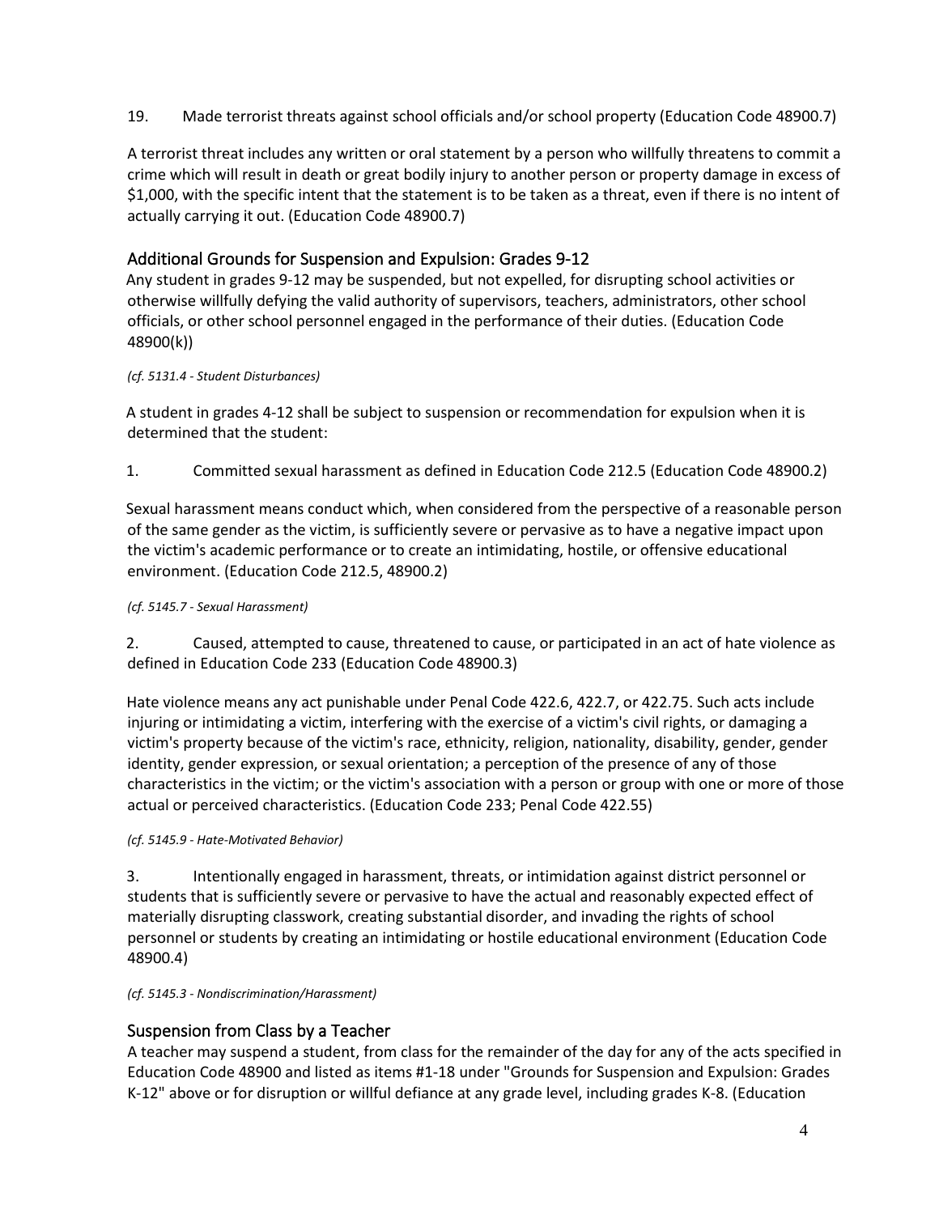19. Made terrorist threats against school officials and/or school property (Education Code 48900.7)

A terrorist threat includes any written or oral statement by a person who willfully threatens to commit a crime which will result in death or great bodily injury to another person or property damage in excess of $1,000, with the specific intent that the statement is to be taken as a threat, even if there is no intent of actually carrying it out. (Education Code 48900.7)

## Additional Grounds for Suspension and Expulsion: Grades 9-12

Any student in grades 9-12 may be suspended, but not expelled, for disrupting school activities or otherwise willfully defying the valid authority of supervisors, teachers, administrators, other school officials, or other school personnel engaged in the performance of their duties. (Education Code 48900(k))

*(cf. 5131.4 - Student Disturbances)*

A student in grades 4-12 shall be subject to suspension or recommendation for expulsion when it is determined that the student:

1. Committed sexual harassment as defined in Education Code 212.5 (Education Code 48900.2)

Sexual harassment means conduct which, when considered from the perspective of a reasonable person of the same gender as the victim, is sufficiently severe or pervasive as to have a negative impact upon the victim's academic performance or to create an intimidating, hostile, or offensive educational environment. (Education Code 212.5, 48900.2)

*(cf. 5145.7 - Sexual Harassment)*

2. Caused, attempted to cause, threatened to cause, or participated in an act of hate violence as defined in Education Code 233 (Education Code 48900.3)

Hate violence means any act punishable under Penal Code 422.6, 422.7, or 422.75. Such acts include injuring or intimidating a victim, interfering with the exercise of a victim's civil rights, or damaging a victim's property because of the victim's race, ethnicity, religion, nationality, disability, gender, gender identity, gender expression, or sexual orientation; a perception of the presence of any of those characteristics in the victim; or the victim's association with a person or group with one or more of those actual or perceived characteristics. (Education Code 233; Penal Code 422.55)

*(cf. 5145.9 - Hate-Motivated Behavior)*

3. Intentionally engaged in harassment, threats, or intimidation against district personnel or students that is sufficiently severe or pervasive to have the actual and reasonably expected effect of materially disrupting classwork, creating substantial disorder, and invading the rights of school personnel or students by creating an intimidating or hostile educational environment (Education Code 48900.4)

*(cf. 5145.3 - Nondiscrimination/Harassment)*

## Suspension from Class by a Teacher

A teacher may suspend a student, from class for the remainder of the day for any of the acts specified in Education Code 48900 and listed as items #1-18 under "Grounds for Suspension and Expulsion: Grades K-12" above or for disruption or willful defiance at any grade level, including grades K-8. (Education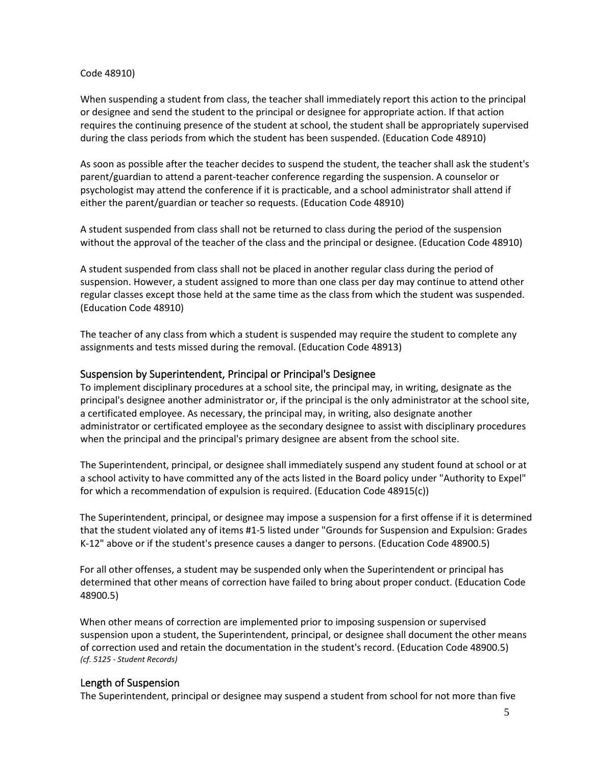Code 48910)

When suspending a student from class, the teacher shall immediately report this action to the principal or designee and send the student to the principal or designee for appropriate action. If that action requires the continuing presence of the student at school, the student shall be appropriately supervised during the class periods from which the student has been suspended. (Education Code 48910)

As soon as possible after the teacher decides to suspend the student, the teacher shall ask the student's parent/guardian to attend a parent-teacher conference regarding the suspension. A counselor or psychologist may attend the conference if it is practicable, and a school administrator shall attend if either the parent/guardian or teacher so requests. (Education Code 48910)

A student suspended from class shall not be returned to class during the period of the suspension without the approval of the teacher of the class and the principal or designee. (Education Code 48910)

A student suspended from class shall not be placed in another regular class during the period of suspension. However, a student assigned to more than one class per day may continue to attend other regular classes except those held at the same time as the class from which the student was suspended. (Education Code 48910)

The teacher of any class from which a student is suspended may require the student to complete any assignments and tests missed during the removal. (Education Code 48913)

## Suspension by Superintendent, Principal or Principal's Designee

To implement disciplinary procedures at a school site, the principal may, in writing, designate as the principal's designee another administrator or, if the principal is the only administrator at the school site, a certificated employee. As necessary, the principal may, in writing, also designate another administrator or certificated employee as the secondary designee to assist with disciplinary procedures when the principal and the principal's primary designee are absent from the school site.

The Superintendent, principal, or designee shall immediately suspend any student found at school or at a school activity to have committed any of the acts listed in the Board policy under "Authority to Expel" for which a recommendation of expulsion is required. (Education Code 48915(c))

The Superintendent, principal, or designee may impose a suspension for a first offense if it is determined that the student violated any of items #1-5 listed under "Grounds for Suspension and Expulsion: Grades K-12" above or if the student's presence causes a danger to persons. (Education Code 48900.5)

For all other offenses, a student may be suspended only when the Superintendent or principal has determined that other means of correction have failed to bring about proper conduct. (Education Code 48900.5)

When other means of correction are implemented prior to imposing suspension or supervised suspension upon a student, the Superintendent, principal, or designee shall document the other means of correction used and retain the documentation in the student's record. (Education Code 48900.5)
*(cf. 5125 - Student Records)*

## Length of Suspension

The Superintendent, principal or designee may suspend a student from school for not more than five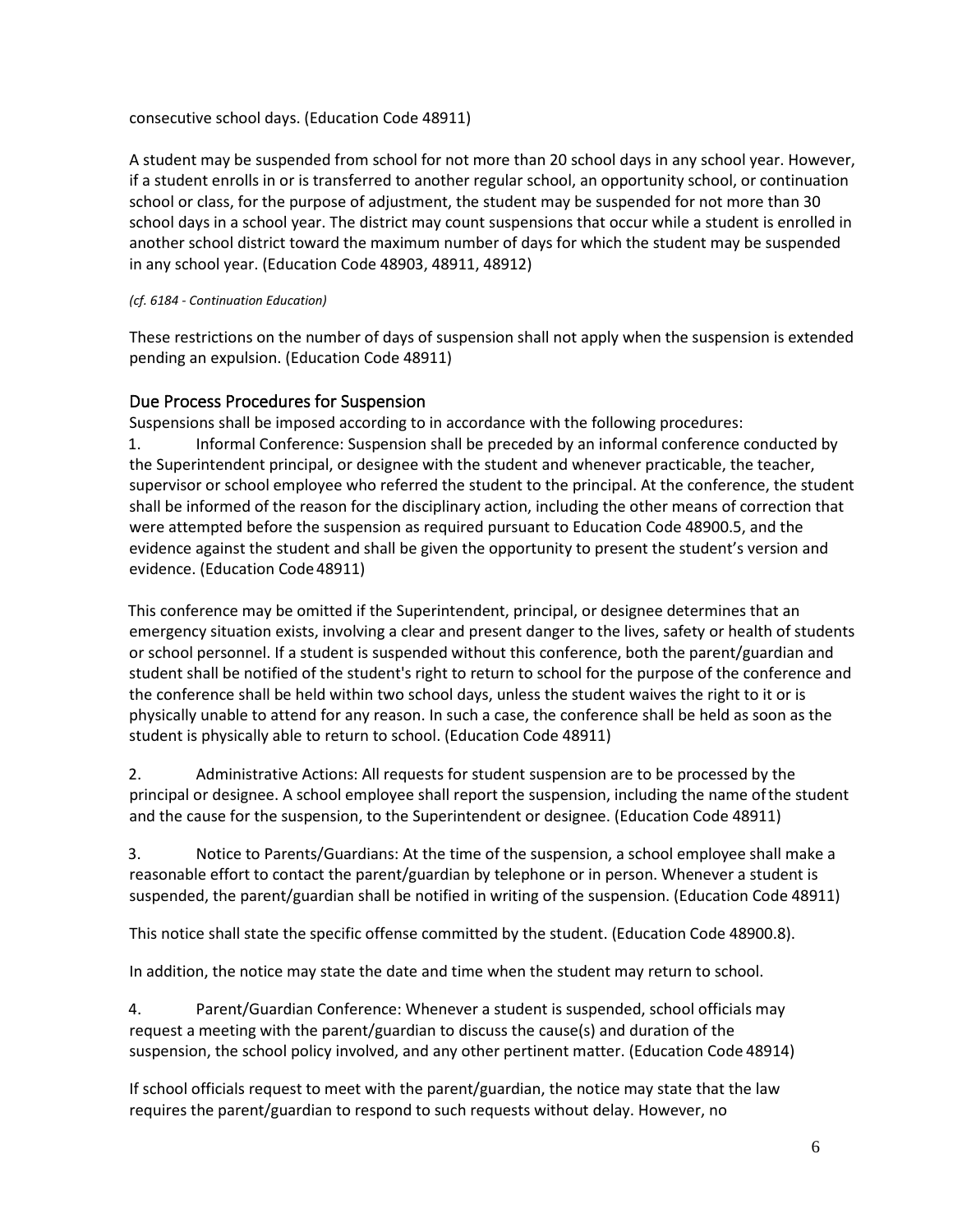consecutive school days. (Education Code 48911)

A student may be suspended from school for not more than 20 school days in any school year. However, if a student enrolls in or is transferred to another regular school, an opportunity school, or continuation school or class, for the purpose of adjustment, the student may be suspended for not more than 30 school days in a school year. The district may count suspensions that occur while a student is enrolled in another school district toward the maximum number of days for which the student may be suspended in any school year. (Education Code 48903, 48911, 48912)

*(cf. 6184 - Continuation Education)*

These restrictions on the number of days of suspension shall not apply when the suspension is extended pending an expulsion. (Education Code 48911)

## Due Process Procedures for Suspension

Suspensions shall be imposed according to in accordance with the following procedures:

1. Informal Conference: Suspension shall be preceded by an informal conference conducted by the Superintendent principal, or designee with the student and whenever practicable, the teacher, supervisor or school employee who referred the student to the principal. At the conference, the student shall be informed of the reason for the disciplinary action, including the other means of correction that were attempted before the suspension as required pursuant to Education Code 48900.5, and the evidence against the student and shall be given the opportunity to present the student's version and evidence. (Education Code 48911)

   This conference may be omitted if the Superintendent, principal, or designee determines that an emergency situation exists, involving a clear and present danger to the lives, safety or health of students or school personnel. If a student is suspended without this conference, both the parent/guardian and student shall be notified of the student's right to return to school for the purpose of the conference and the conference shall be held within two school days, unless the student waives the right to it or is physically unable to attend for any reason. In such a case, the conference shall be held as soon as the student is physically able to return to school. (Education Code 48911)

2. Administrative Actions: All requests for student suspension are to be processed by the principal or designee. A school employee shall report the suspension, including the name of the student and the cause for the suspension, to the Superintendent or designee. (Education Code 48911)

3. Notice to Parents/Guardians: At the time of the suspension, a school employee shall make a reasonable effort to contact the parent/guardian by telephone or in person. Whenever a student is suspended, the parent/guardian shall be notified in writing of the suspension. (Education Code 48911)

   This notice shall state the specific offense committed by the student. (Education Code 48900.8).

   In addition, the notice may state the date and time when the student may return to school.

4. Parent/Guardian Conference: Whenever a student is suspended, school officials may request a meeting with the parent/guardian to discuss the cause(s) and duration of the suspension, the school policy involved, and any other pertinent matter. (Education Code 48914)

   If school officials request to meet with the parent/guardian, the notice may state that the law requires the parent/guardian to respond to such requests without delay. However, no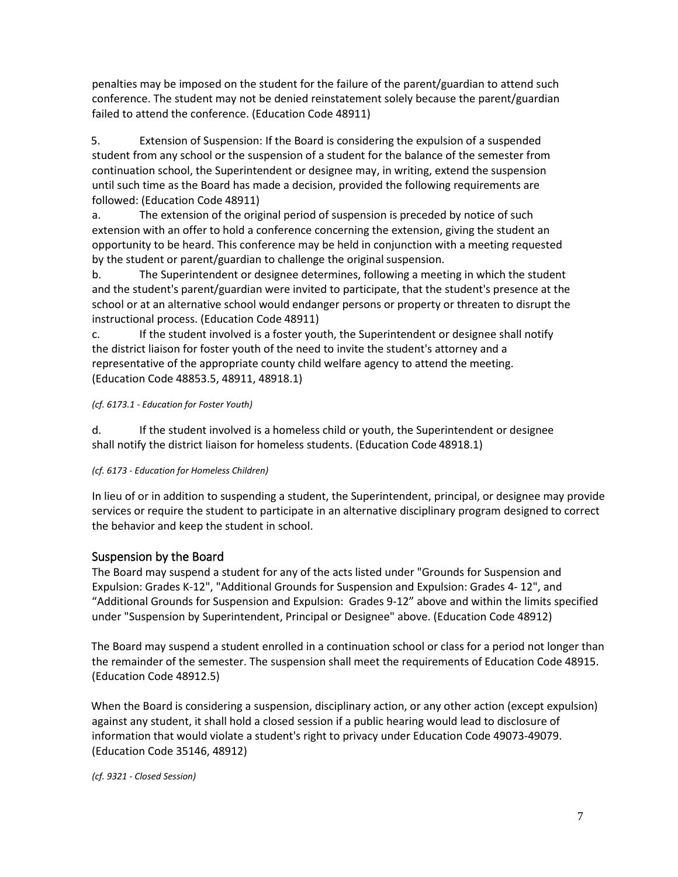penalties may be imposed on the student for the failure of the parent/guardian to attend such conference. The student may not be denied reinstatement solely because the parent/guardian failed to attend the conference. (Education Code 48911)

5. Extension of Suspension: If the Board is considering the expulsion of a suspended student from any school or the suspension of a student for the balance of the semester from continuation school, the Superintendent or designee may, in writing, extend the suspension until such time as the Board has made a decision, provided the following requirements are followed: (Education Code 48911)

a. The extension of the original period of suspension is preceded by notice of such extension with an offer to hold a conference concerning the extension, giving the student an opportunity to be heard. This conference may be held in conjunction with a meeting requested by the student or parent/guardian to challenge the original suspension.

b. The Superintendent or designee determines, following a meeting in which the student and the student's parent/guardian were invited to participate, that the student's presence at the school or at an alternative school would endanger persons or property or threaten to disrupt the instructional process. (Education Code 48911)

c. If the student involved is a foster youth, the Superintendent or designee shall notify the district liaison for foster youth of the need to invite the student's attorney and a representative of the appropriate county child welfare agency to attend the meeting. (Education Code 48853.5, 48911, 48918.1)

*(cf. 6173.1 - Education for Foster Youth)*

d. If the student involved is a homeless child or youth, the Superintendent or designee shall notify the district liaison for homeless students. (Education Code 48918.1)

*(cf. 6173 - Education for Homeless Children)*

In lieu of or in addition to suspending a student, the Superintendent, principal, or designee may provide services or require the student to participate in an alternative disciplinary program designed to correct the behavior and keep the student in school.

## Suspension by the Board

The Board may suspend a student for any of the acts listed under "Grounds for Suspension and Expulsion: Grades K-12", "Additional Grounds for Suspension and Expulsion: Grades 4- 12", and "Additional Grounds for Suspension and Expulsion: Grades 9-12" above and within the limits specified under "Suspension by Superintendent, Principal or Designee" above. (Education Code 48912)

The Board may suspend a student enrolled in a continuation school or class for a period not longer than the remainder of the semester. The suspension shall meet the requirements of Education Code 48915. (Education Code 48912.5)

When the Board is considering a suspension, disciplinary action, or any other action (except expulsion) against any student, it shall hold a closed session if a public hearing would lead to disclosure of information that would violate a student's right to privacy under Education Code 49073-49079. (Education Code 35146, 48912)

*(cf. 9321 - Closed Session)*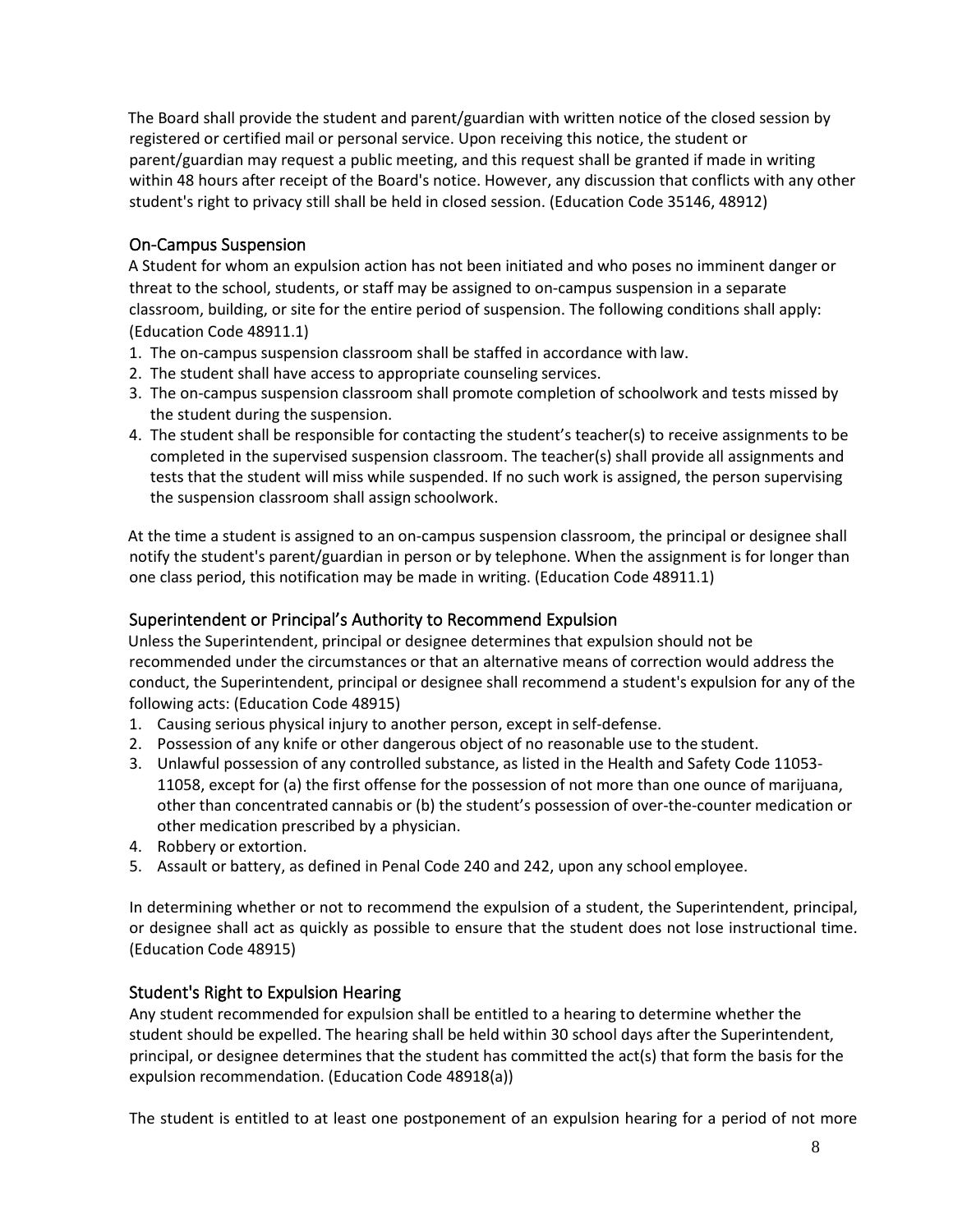The Board shall provide the student and parent/guardian with written notice of the closed session by registered or certified mail or personal service. Upon receiving this notice, the student or parent/guardian may request a public meeting, and this request shall be granted if made in writing within 48 hours after receipt of the Board's notice. However, any discussion that conflicts with any other student's right to privacy still shall be held in closed session. (Education Code 35146, 48912)

## On-Campus Suspension

A Student for whom an expulsion action has not been initiated and who poses no imminent danger or threat to the school, students, or staff may be assigned to on-campus suspension in a separate classroom, building, or site for the entire period of suspension. The following conditions shall apply: (Education Code 48911.1)

1. The on-campus suspension classroom shall be staffed in accordance with law.
2. The student shall have access to appropriate counseling services.
3. The on-campus suspension classroom shall promote completion of schoolwork and tests missed by the student during the suspension.
4. The student shall be responsible for contacting the student's teacher(s) to receive assignments to be completed in the supervised suspension classroom. The teacher(s) shall provide all assignments and tests that the student will miss while suspended. If no such work is assigned, the person supervising the suspension classroom shall assign schoolwork.

At the time a student is assigned to an on-campus suspension classroom, the principal or designee shall notify the student's parent/guardian in person or by telephone. When the assignment is for longer than one class period, this notification may be made in writing. (Education Code 48911.1)

## Superintendent or Principal's Authority to Recommend Expulsion

Unless the Superintendent, principal or designee determines that expulsion should not be recommended under the circumstances or that an alternative means of correction would address the conduct, the Superintendent, principal or designee shall recommend a student's expulsion for any of the following acts: (Education Code 48915)

1. Causing serious physical injury to another person, except in self-defense.
2. Possession of any knife or other dangerous object of no reasonable use to the student.
3. Unlawful possession of any controlled substance, as listed in the Health and Safety Code 11053-11058, except for (a) the first offense for the possession of not more than one ounce of marijuana, other than concentrated cannabis or (b) the student's possession of over-the-counter medication or other medication prescribed by a physician.
4. Robbery or extortion.
5. Assault or battery, as defined in Penal Code 240 and 242, upon any school employee.

In determining whether or not to recommend the expulsion of a student, the Superintendent, principal, or designee shall act as quickly as possible to ensure that the student does not lose instructional time. (Education Code 48915)

## Student's Right to Expulsion Hearing

Any student recommended for expulsion shall be entitled to a hearing to determine whether the student should be expelled. The hearing shall be held within 30 school days after the Superintendent, principal, or designee determines that the student has committed the act(s) that form the basis for the expulsion recommendation. (Education Code 48918(a))

The student is entitled to at least one postponement of an expulsion hearing for a period of not more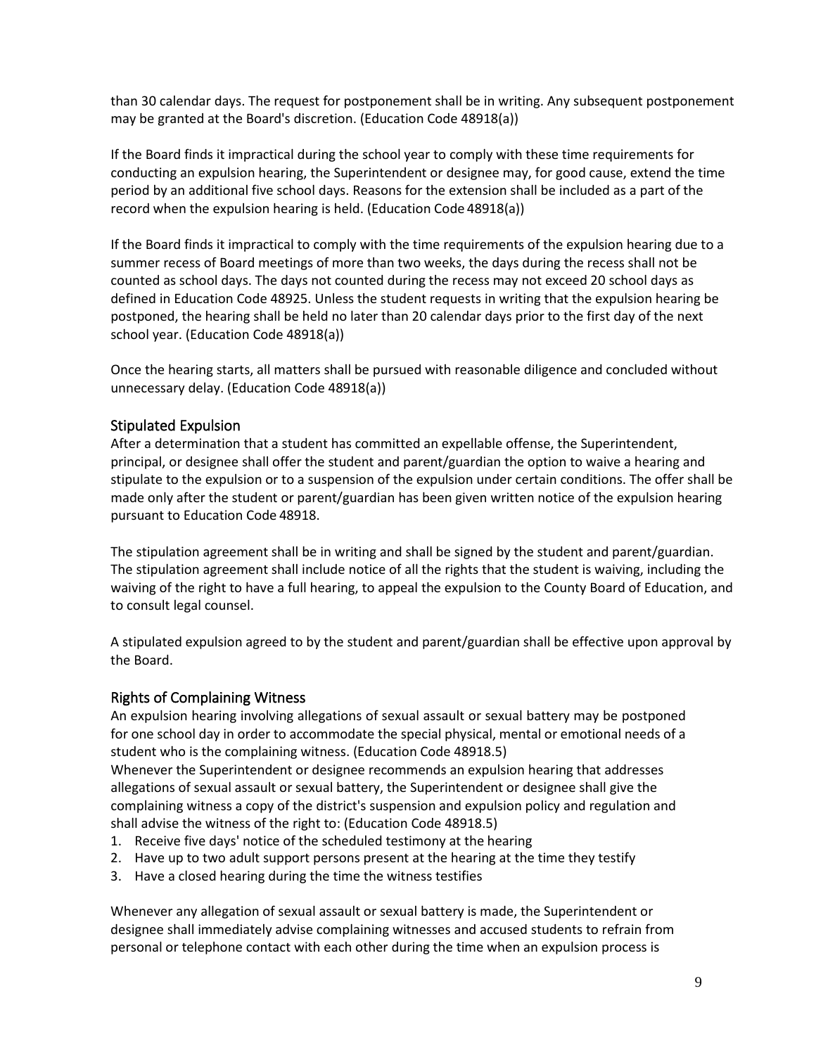than 30 calendar days. The request for postponement shall be in writing. Any subsequent postponement may be granted at the Board's discretion. (Education Code 48918(a))

If the Board finds it impractical during the school year to comply with these time requirements for conducting an expulsion hearing, the Superintendent or designee may, for good cause, extend the time period by an additional five school days. Reasons for the extension shall be included as a part of the record when the expulsion hearing is held. (Education Code 48918(a))

If the Board finds it impractical to comply with the time requirements of the expulsion hearing due to a summer recess of Board meetings of more than two weeks, the days during the recess shall not be counted as school days. The days not counted during the recess may not exceed 20 school days as defined in Education Code 48925. Unless the student requests in writing that the expulsion hearing be postponed, the hearing shall be held no later than 20 calendar days prior to the first day of the next school year. (Education Code 48918(a))

Once the hearing starts, all matters shall be pursued with reasonable diligence and concluded without unnecessary delay. (Education Code 48918(a))

## Stipulated Expulsion

After a determination that a student has committed an expellable offense, the Superintendent, principal, or designee shall offer the student and parent/guardian the option to waive a hearing and stipulate to the expulsion or to a suspension of the expulsion under certain conditions. The offer shall be made only after the student or parent/guardian has been given written notice of the expulsion hearing pursuant to Education Code 48918.

The stipulation agreement shall be in writing and shall be signed by the student and parent/guardian. The stipulation agreement shall include notice of all the rights that the student is waiving, including the waiving of the right to have a full hearing, to appeal the expulsion to the County Board of Education, and to consult legal counsel.

A stipulated expulsion agreed to by the student and parent/guardian shall be effective upon approval by the Board.

## Rights of Complaining Witness

An expulsion hearing involving allegations of sexual assault or sexual battery may be postponed for one school day in order to accommodate the special physical, mental or emotional needs of a student who is the complaining witness. (Education Code 48918.5)

Whenever the Superintendent or designee recommends an expulsion hearing that addresses allegations of sexual assault or sexual battery, the Superintendent or designee shall give the complaining witness a copy of the district's suspension and expulsion policy and regulation and shall advise the witness of the right to: (Education Code 48918.5)

1. Receive five days' notice of the scheduled testimony at the hearing
2. Have up to two adult support persons present at the hearing at the time they testify
3. Have a closed hearing during the time the witness testifies

Whenever any allegation of sexual assault or sexual battery is made, the Superintendent or designee shall immediately advise complaining witnesses and accused students to refrain from personal or telephone contact with each other during the time when an expulsion process is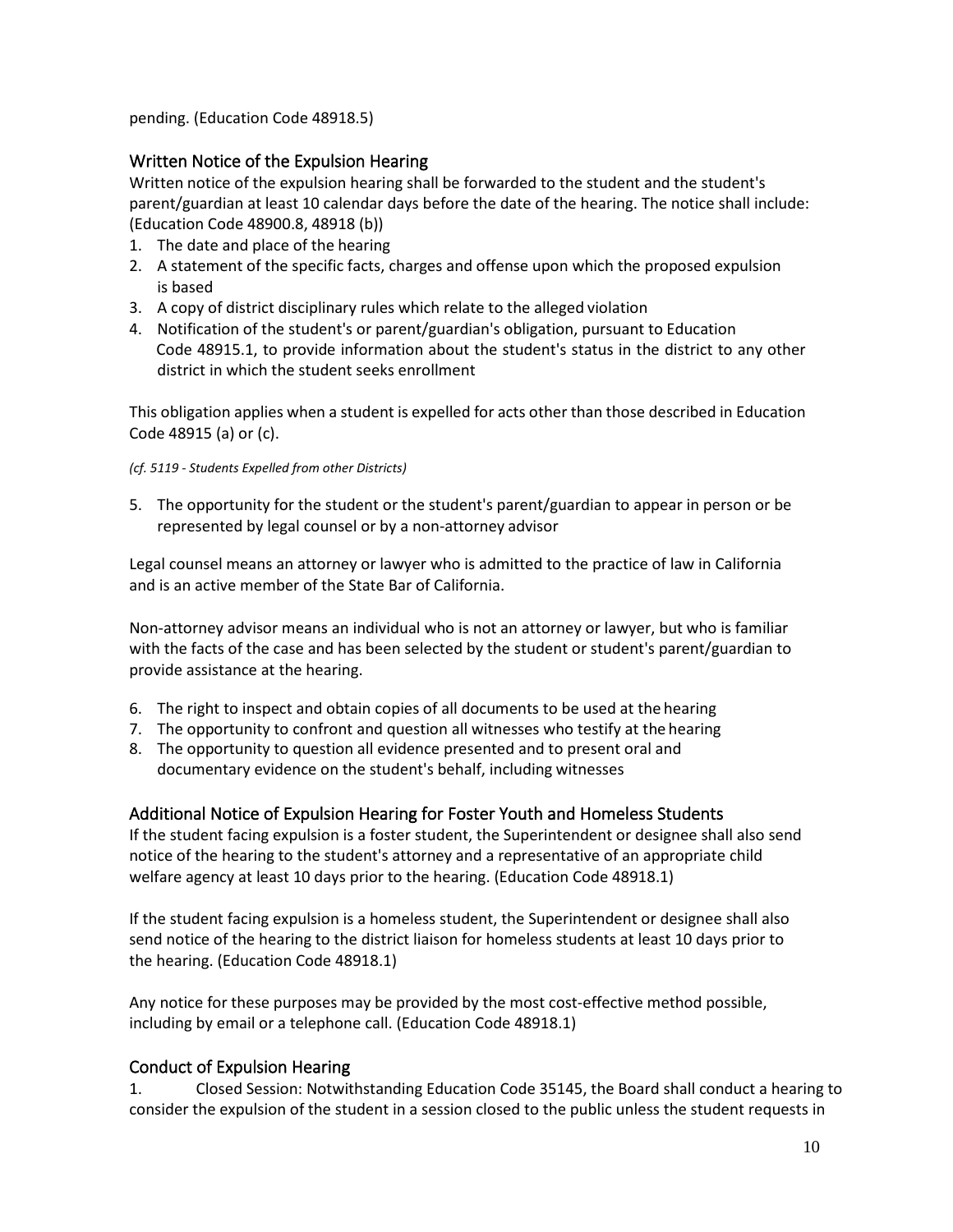pending. (Education Code 48918.5)

## Written Notice of the Expulsion Hearing

Written notice of the expulsion hearing shall be forwarded to the student and the student's parent/guardian at least 10 calendar days before the date of the hearing. The notice shall include: (Education Code 48900.8, 48918 (b))

1. The date and place of the hearing
2. A statement of the specific facts, charges and offense upon which the proposed expulsion is based
3. A copy of district disciplinary rules which relate to the alleged violation
4. Notification of the student's or parent/guardian's obligation, pursuant to Education Code 48915.1, to provide information about the student's status in the district to any other district in which the student seeks enrollment

This obligation applies when a student is expelled for acts other than those described in Education Code 48915 (a) or (c).

*(cf. 5119 - Students Expelled from other Districts)*

5. The opportunity for the student or the student's parent/guardian to appear in person or be represented by legal counsel or by a non-attorney advisor

Legal counsel means an attorney or lawyer who is admitted to the practice of law in California and is an active member of the State Bar of California.

Non-attorney advisor means an individual who is not an attorney or lawyer, but who is familiar with the facts of the case and has been selected by the student or student's parent/guardian to provide assistance at the hearing.

6. The right to inspect and obtain copies of all documents to be used at the hearing
7. The opportunity to confront and question all witnesses who testify at the hearing
8. The opportunity to question all evidence presented and to present oral and documentary evidence on the student's behalf, including witnesses

## Additional Notice of Expulsion Hearing for Foster Youth and Homeless Students

If the student facing expulsion is a foster student, the Superintendent or designee shall also send notice of the hearing to the student's attorney and a representative of an appropriate child welfare agency at least 10 days prior to the hearing. (Education Code 48918.1)

If the student facing expulsion is a homeless student, the Superintendent or designee shall also send notice of the hearing to the district liaison for homeless students at least 10 days prior to the hearing. (Education Code 48918.1)

Any notice for these purposes may be provided by the most cost-effective method possible, including by email or a telephone call. (Education Code 48918.1)

## Conduct of Expulsion Hearing

1. Closed Session: Notwithstanding Education Code 35145, the Board shall conduct a hearing to consider the expulsion of the student in a session closed to the public unless the student requests in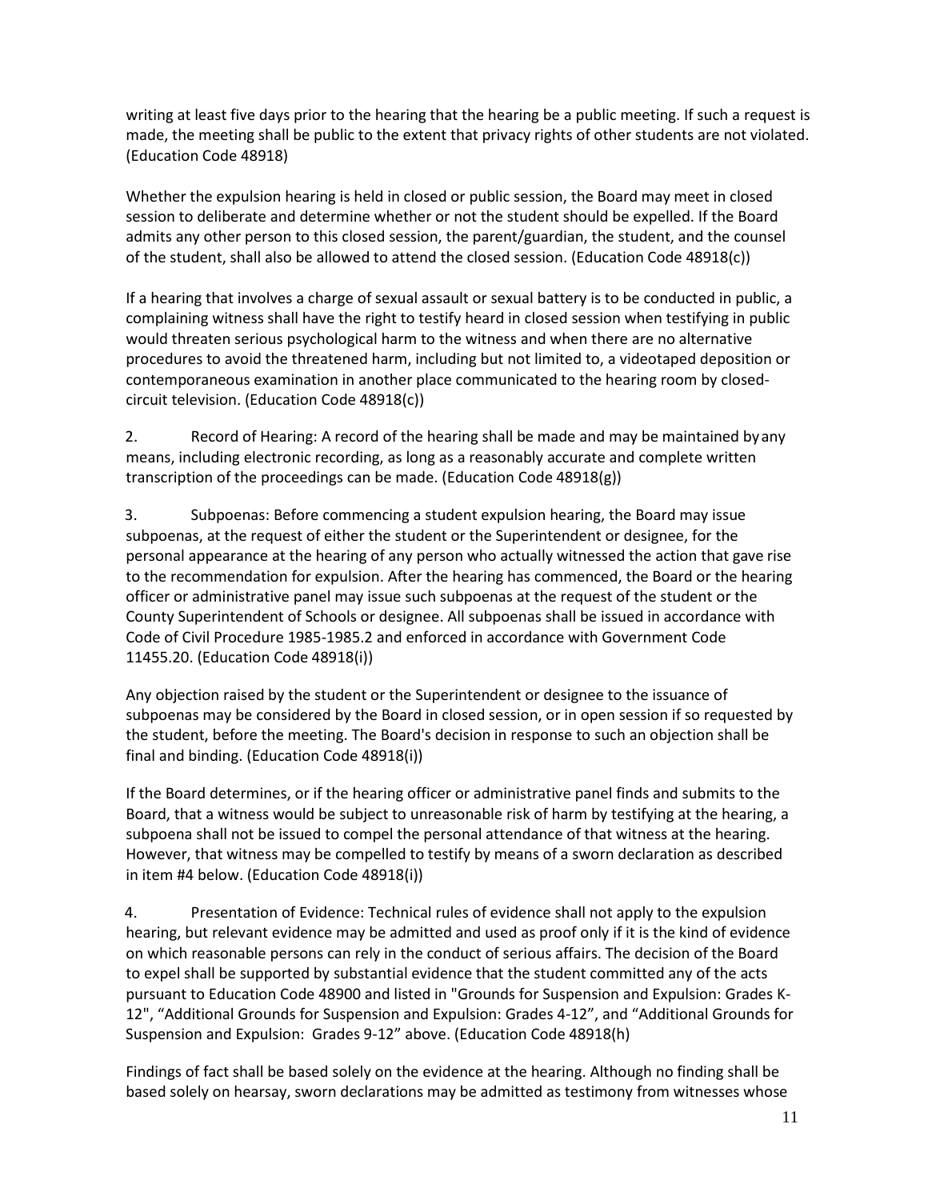writing at least five days prior to the hearing that the hearing be a public meeting. If such a request is made, the meeting shall be public to the extent that privacy rights of other students are not violated. (Education Code 48918)

Whether the expulsion hearing is held in closed or public session, the Board may meet in closed session to deliberate and determine whether or not the student should be expelled. If the Board admits any other person to this closed session, the parent/guardian, the student, and the counsel of the student, shall also be allowed to attend the closed session. (Education Code 48918(c))

If a hearing that involves a charge of sexual assault or sexual battery is to be conducted in public, a complaining witness shall have the right to testify heard in closed session when testifying in public would threaten serious psychological harm to the witness and when there are no alternative procedures to avoid the threatened harm, including but not limited to, a videotaped deposition or contemporaneous examination in another place communicated to the hearing room by closed-circuit television. (Education Code 48918(c))

2. Record of Hearing: A record of the hearing shall be made and may be maintained by any means, including electronic recording, as long as a reasonably accurate and complete written transcription of the proceedings can be made. (Education Code 48918(g))

3. Subpoenas: Before commencing a student expulsion hearing, the Board may issue subpoenas, at the request of either the student or the Superintendent or designee, for the personal appearance at the hearing of any person who actually witnessed the action that gave rise to the recommendation for expulsion. After the hearing has commenced, the Board or the hearing officer or administrative panel may issue such subpoenas at the request of the student or the County Superintendent of Schools or designee. All subpoenas shall be issued in accordance with Code of Civil Procedure 1985-1985.2 and enforced in accordance with Government Code 11455.20. (Education Code 48918(i))

Any objection raised by the student or the Superintendent or designee to the issuance of subpoenas may be considered by the Board in closed session, or in open session if so requested by the student, before the meeting. The Board's decision in response to such an objection shall be final and binding. (Education Code 48918(i))

If the Board determines, or if the hearing officer or administrative panel finds and submits to the Board, that a witness would be subject to unreasonable risk of harm by testifying at the hearing, a subpoena shall not be issued to compel the personal attendance of that witness at the hearing. However, that witness may be compelled to testify by means of a sworn declaration as described in item #4 below. (Education Code 48918(i))

4. Presentation of Evidence: Technical rules of evidence shall not apply to the expulsion hearing, but relevant evidence may be admitted and used as proof only if it is the kind of evidence on which reasonable persons can rely in the conduct of serious affairs. The decision of the Board to expel shall be supported by substantial evidence that the student committed any of the acts pursuant to Education Code 48900 and listed in "Grounds for Suspension and Expulsion: Grades K-12", "Additional Grounds for Suspension and Expulsion: Grades 4-12", and "Additional Grounds for Suspension and Expulsion: Grades 9-12" above. (Education Code 48918(h)

Findings of fact shall be based solely on the evidence at the hearing. Although no finding shall be based solely on hearsay, sworn declarations may be admitted as testimony from witnesses whose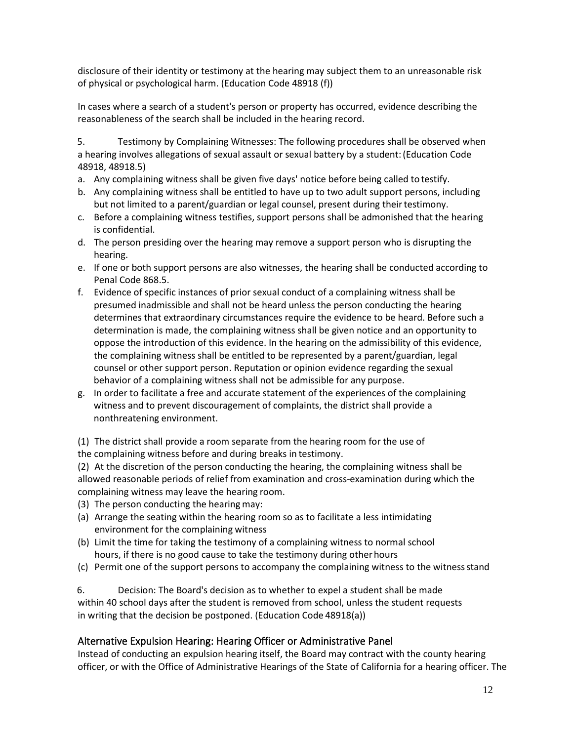disclosure of their identity or testimony at the hearing may subject them to an unreasonable risk of physical or psychological harm. (Education Code 48918 (f))

In cases where a search of a student's person or property has occurred, evidence describing the reasonableness of the search shall be included in the hearing record.

5. Testimony by Complaining Witnesses: The following procedures shall be observed when a hearing involves allegations of sexual assault or sexual battery by a student: (Education Code 48918, 48918.5)

a. Any complaining witness shall be given five days' notice before being called to testify.
b. Any complaining witness shall be entitled to have up to two adult support persons, including but not limited to a parent/guardian or legal counsel, present during their testimony.
c. Before a complaining witness testifies, support persons shall be admonished that the hearing is confidential.
d. The person presiding over the hearing may remove a support person who is disrupting the hearing.
e. If one or both support persons are also witnesses, the hearing shall be conducted according to Penal Code 868.5.
f. Evidence of specific instances of prior sexual conduct of a complaining witness shall be presumed inadmissible and shall not be heard unless the person conducting the hearing determines that extraordinary circumstances require the evidence to be heard. Before such a determination is made, the complaining witness shall be given notice and an opportunity to oppose the introduction of this evidence. In the hearing on the admissibility of this evidence, the complaining witness shall be entitled to be represented by a parent/guardian, legal counsel or other support person. Reputation or opinion evidence regarding the sexual behavior of a complaining witness shall not be admissible for any purpose.
g. In order to facilitate a free and accurate statement of the experiences of the complaining witness and to prevent discouragement of complaints, the district shall provide a nonthreatening environment.

(1) The district shall provide a room separate from the hearing room for the use of the complaining witness before and during breaks in testimony.

(2) At the discretion of the person conducting the hearing, the complaining witness shall be allowed reasonable periods of relief from examination and cross-examination during which the complaining witness may leave the hearing room.

(3) The person conducting the hearing may:

(a) Arrange the seating within the hearing room so as to facilitate a less intimidating environment for the complaining witness

(b) Limit the time for taking the testimony of a complaining witness to normal school hours, if there is no good cause to take the testimony during other hours

(c) Permit one of the support persons to accompany the complaining witness to the witness stand

6. Decision: The Board's decision as to whether to expel a student shall be made within 40 school days after the student is removed from school, unless the student requests in writing that the decision be postponed. (Education Code 48918(a))

## Alternative Expulsion Hearing: Hearing Officer or Administrative Panel

Instead of conducting an expulsion hearing itself, the Board may contract with the county hearing officer, or with the Office of Administrative Hearings of the State of California for a hearing officer. The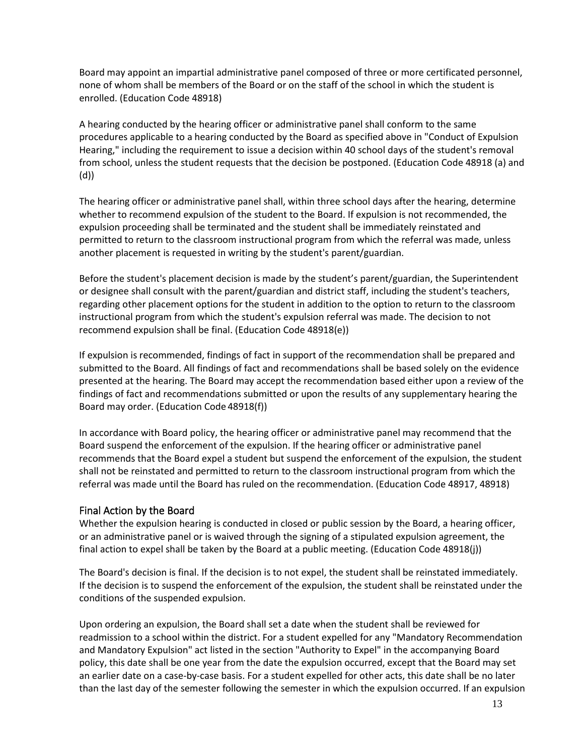Board may appoint an impartial administrative panel composed of three or more certificated personnel, none of whom shall be members of the Board or on the staff of the school in which the student is enrolled. (Education Code 48918)

A hearing conducted by the hearing officer or administrative panel shall conform to the same procedures applicable to a hearing conducted by the Board as specified above in "Conduct of Expulsion Hearing," including the requirement to issue a decision within 40 school days of the student's removal from school, unless the student requests that the decision be postponed. (Education Code 48918 (a) and (d))

The hearing officer or administrative panel shall, within three school days after the hearing, determine whether to recommend expulsion of the student to the Board. If expulsion is not recommended, the expulsion proceeding shall be terminated and the student shall be immediately reinstated and permitted to return to the classroom instructional program from which the referral was made, unless another placement is requested in writing by the student's parent/guardian.

Before the student's placement decision is made by the student's parent/guardian, the Superintendent or designee shall consult with the parent/guardian and district staff, including the student's teachers, regarding other placement options for the student in addition to the option to return to the classroom instructional program from which the student's expulsion referral was made. The decision to not recommend expulsion shall be final. (Education Code 48918(e))

If expulsion is recommended, findings of fact in support of the recommendation shall be prepared and submitted to the Board. All findings of fact and recommendations shall be based solely on the evidence presented at the hearing. The Board may accept the recommendation based either upon a review of the findings of fact and recommendations submitted or upon the results of any supplementary hearing the Board may order. (Education Code 48918(f))

In accordance with Board policy, the hearing officer or administrative panel may recommend that the Board suspend the enforcement of the expulsion. If the hearing officer or administrative panel recommends that the Board expel a student but suspend the enforcement of the expulsion, the student shall not be reinstated and permitted to return to the classroom instructional program from which the referral was made until the Board has ruled on the recommendation. (Education Code 48917, 48918)

### Final Action by the Board

Whether the expulsion hearing is conducted in closed or public session by the Board, a hearing officer, or an administrative panel or is waived through the signing of a stipulated expulsion agreement, the final action to expel shall be taken by the Board at a public meeting. (Education Code 48918(j))

The Board's decision is final. If the decision is to not expel, the student shall be reinstated immediately. If the decision is to suspend the enforcement of the expulsion, the student shall be reinstated under the conditions of the suspended expulsion.

Upon ordering an expulsion, the Board shall set a date when the student shall be reviewed for readmission to a school within the district. For a student expelled for any "Mandatory Recommendation and Mandatory Expulsion" act listed in the section "Authority to Expel" in the accompanying Board policy, this date shall be one year from the date the expulsion occurred, except that the Board may set an earlier date on a case-by-case basis. For a student expelled for other acts, this date shall be no later than the last day of the semester following the semester in which the expulsion occurred. If an expulsion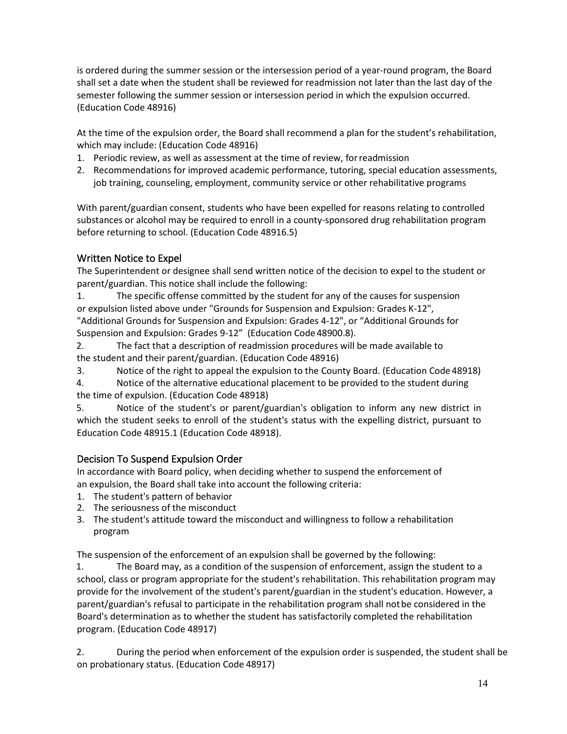is ordered during the summer session or the intersession period of a year-round program, the Board shall set a date when the student shall be reviewed for readmission not later than the last day of the semester following the summer session or intersession period in which the expulsion occurred. (Education Code 48916)

At the time of the expulsion order, the Board shall recommend a plan for the student's rehabilitation, which may include: (Education Code 48916)

1. Periodic review, as well as assessment at the time of review, for readmission
2. Recommendations for improved academic performance, tutoring, special education assessments, job training, counseling, employment, community service or other rehabilitative programs

With parent/guardian consent, students who have been expelled for reasons relating to controlled substances or alcohol may be required to enroll in a county-sponsored drug rehabilitation program before returning to school. (Education Code 48916.5)

## Written Notice to Expel

The Superintendent or designee shall send written notice of the decision to expel to the student or parent/guardian. This notice shall include the following:

1. The specific offense committed by the student for any of the causes for suspension or expulsion listed above under "Grounds for Suspension and Expulsion: Grades K-12", "Additional Grounds for Suspension and Expulsion: Grades 4-12", or "Additional Grounds for Suspension and Expulsion: Grades 9-12" (Education Code 48900.8).
2. The fact that a description of readmission procedures will be made available to the student and their parent/guardian. (Education Code 48916)
3. Notice of the right to appeal the expulsion to the County Board. (Education Code 48918)
4. Notice of the alternative educational placement to be provided to the student during the time of expulsion. (Education Code 48918)
5. Notice of the student's or parent/guardian's obligation to inform any new district in which the student seeks to enroll of the student's status with the expelling district, pursuant to Education Code 48915.1 (Education Code 48918).

## Decision To Suspend Expulsion Order

In accordance with Board policy, when deciding whether to suspend the enforcement of an expulsion, the Board shall take into account the following criteria:

1. The student's pattern of behavior
2. The seriousness of the misconduct
3. The student's attitude toward the misconduct and willingness to follow a rehabilitation program

The suspension of the enforcement of an expulsion shall be governed by the following:

1. The Board may, as a condition of the suspension of enforcement, assign the student to a school, class or program appropriate for the student's rehabilitation. This rehabilitation program may provide for the involvement of the student's parent/guardian in the student's education. However, a parent/guardian's refusal to participate in the rehabilitation program shall not be considered in the Board's determination as to whether the student has satisfactorily completed the rehabilitation program. (Education Code 48917)

2. During the period when enforcement of the expulsion order is suspended, the student shall be on probationary status. (Education Code 48917)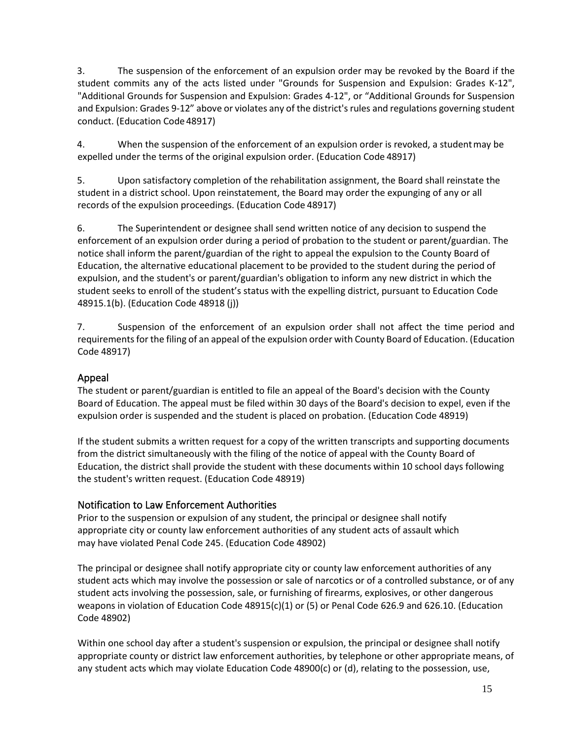3. The suspension of the enforcement of an expulsion order may be revoked by the Board if the student commits any of the acts listed under "Grounds for Suspension and Expulsion: Grades K-12", "Additional Grounds for Suspension and Expulsion: Grades 4-12", or "Additional Grounds for Suspension and Expulsion: Grades 9-12" above or violates any of the district's rules and regulations governing student conduct. (Education Code 48917)

4. When the suspension of the enforcement of an expulsion order is revoked, a student may be expelled under the terms of the original expulsion order. (Education Code 48917)

5. Upon satisfactory completion of the rehabilitation assignment, the Board shall reinstate the student in a district school. Upon reinstatement, the Board may order the expunging of any or all records of the expulsion proceedings. (Education Code 48917)

6. The Superintendent or designee shall send written notice of any decision to suspend the enforcement of an expulsion order during a period of probation to the student or parent/guardian. The notice shall inform the parent/guardian of the right to appeal the expulsion to the County Board of Education, the alternative educational placement to be provided to the student during the period of expulsion, and the student's or parent/guardian's obligation to inform any new district in which the student seeks to enroll of the student's status with the expelling district, pursuant to Education Code 48915.1(b). (Education Code 48918 (j))

7. Suspension of the enforcement of an expulsion order shall not affect the time period and requirements for the filing of an appeal of the expulsion order with County Board of Education. (Education Code 48917)

## Appeal

The student or parent/guardian is entitled to file an appeal of the Board's decision with the County Board of Education. The appeal must be filed within 30 days of the Board's decision to expel, even if the expulsion order is suspended and the student is placed on probation. (Education Code 48919)

If the student submits a written request for a copy of the written transcripts and supporting documents from the district simultaneously with the filing of the notice of appeal with the County Board of Education, the district shall provide the student with these documents within 10 school days following the student's written request. (Education Code 48919)

## Notification to Law Enforcement Authorities

Prior to the suspension or expulsion of any student, the principal or designee shall notify appropriate city or county law enforcement authorities of any student acts of assault which may have violated Penal Code 245. (Education Code 48902)

The principal or designee shall notify appropriate city or county law enforcement authorities of any student acts which may involve the possession or sale of narcotics or of a controlled substance, or of any student acts involving the possession, sale, or furnishing of firearms, explosives, or other dangerous weapons in violation of Education Code 48915(c)(1) or (5) or Penal Code 626.9 and 626.10. (Education Code 48902)

Within one school day after a student's suspension or expulsion, the principal or designee shall notify appropriate county or district law enforcement authorities, by telephone or other appropriate means, of any student acts which may violate Education Code 48900(c) or (d), relating to the possession, use,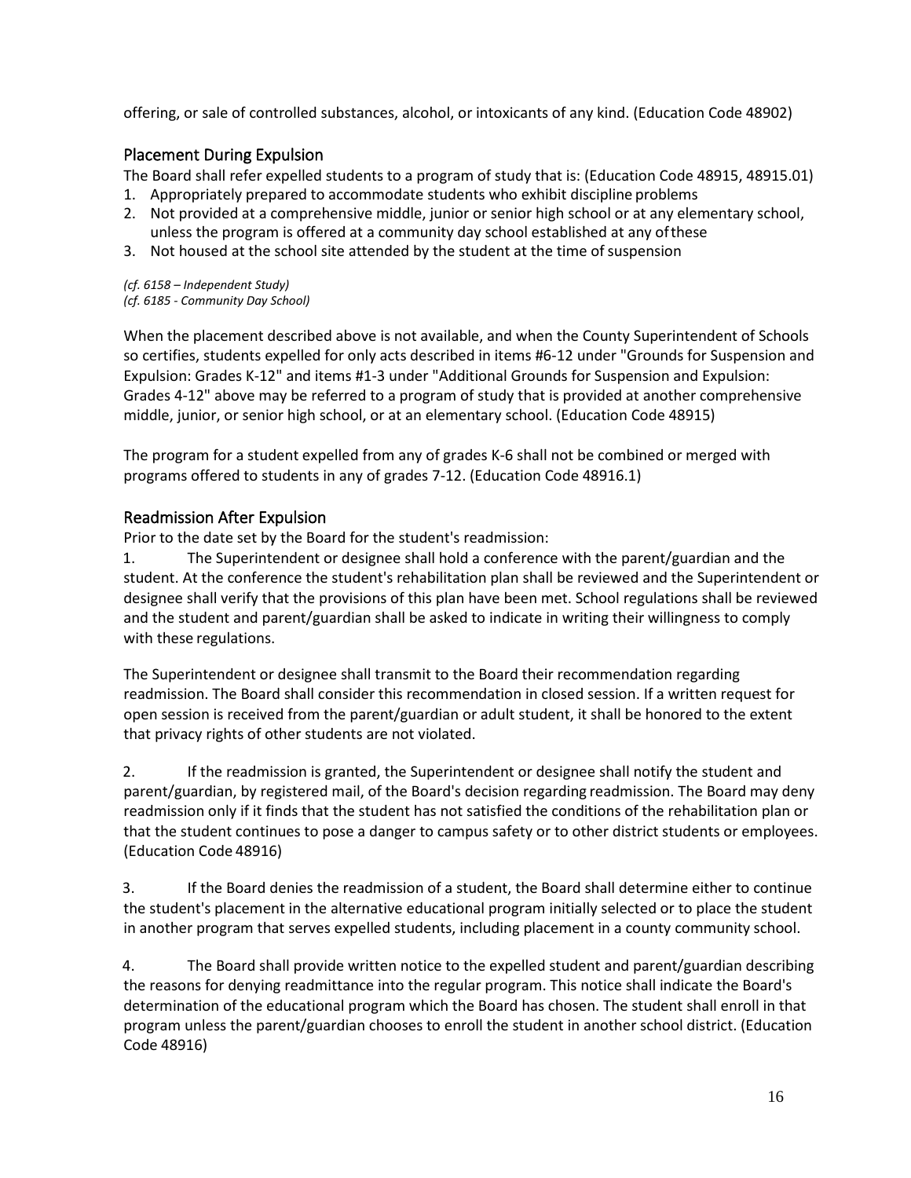offering, or sale of controlled substances, alcohol, or intoxicants of any kind. (Education Code 48902)

## Placement During Expulsion

The Board shall refer expelled students to a program of study that is: (Education Code 48915, 48915.01)

1. Appropriately prepared to accommodate students who exhibit discipline problems
2. Not provided at a comprehensive middle, junior or senior high school or at any elementary school, unless the program is offered at a community day school established at any of these
3. Not housed at the school site attended by the student at the time of suspension

*(cf. 6158 – Independent Study)*
*(cf. 6185 - Community Day School)*

When the placement described above is not available, and when the County Superintendent of Schools so certifies, students expelled for only acts described in items #6-12 under "Grounds for Suspension and Expulsion: Grades K-12" and items #1-3 under "Additional Grounds for Suspension and Expulsion: Grades 4-12" above may be referred to a program of study that is provided at another comprehensive middle, junior, or senior high school, or at an elementary school. (Education Code 48915)

The program for a student expelled from any of grades K-6 shall not be combined or merged with programs offered to students in any of grades 7-12. (Education Code 48916.1)

## Readmission After Expulsion

Prior to the date set by the Board for the student's readmission:

1. The Superintendent or designee shall hold a conference with the parent/guardian and the student. At the conference the student's rehabilitation plan shall be reviewed and the Superintendent or designee shall verify that the provisions of this plan have been met. School regulations shall be reviewed and the student and parent/guardian shall be asked to indicate in writing their willingness to comply with these regulations.

The Superintendent or designee shall transmit to the Board their recommendation regarding readmission. The Board shall consider this recommendation in closed session. If a written request for open session is received from the parent/guardian or adult student, it shall be honored to the extent that privacy rights of other students are not violated.

2. If the readmission is granted, the Superintendent or designee shall notify the student and parent/guardian, by registered mail, of the Board's decision regarding readmission. The Board may deny readmission only if it finds that the student has not satisfied the conditions of the rehabilitation plan or that the student continues to pose a danger to campus safety or to other district students or employees. (Education Code 48916)

3. If the Board denies the readmission of a student, the Board shall determine either to continue the student's placement in the alternative educational program initially selected or to place the student in another program that serves expelled students, including placement in a county community school.

4. The Board shall provide written notice to the expelled student and parent/guardian describing the reasons for denying readmittance into the regular program. This notice shall indicate the Board's determination of the educational program which the Board has chosen. The student shall enroll in that program unless the parent/guardian chooses to enroll the student in another school district. (Education Code 48916)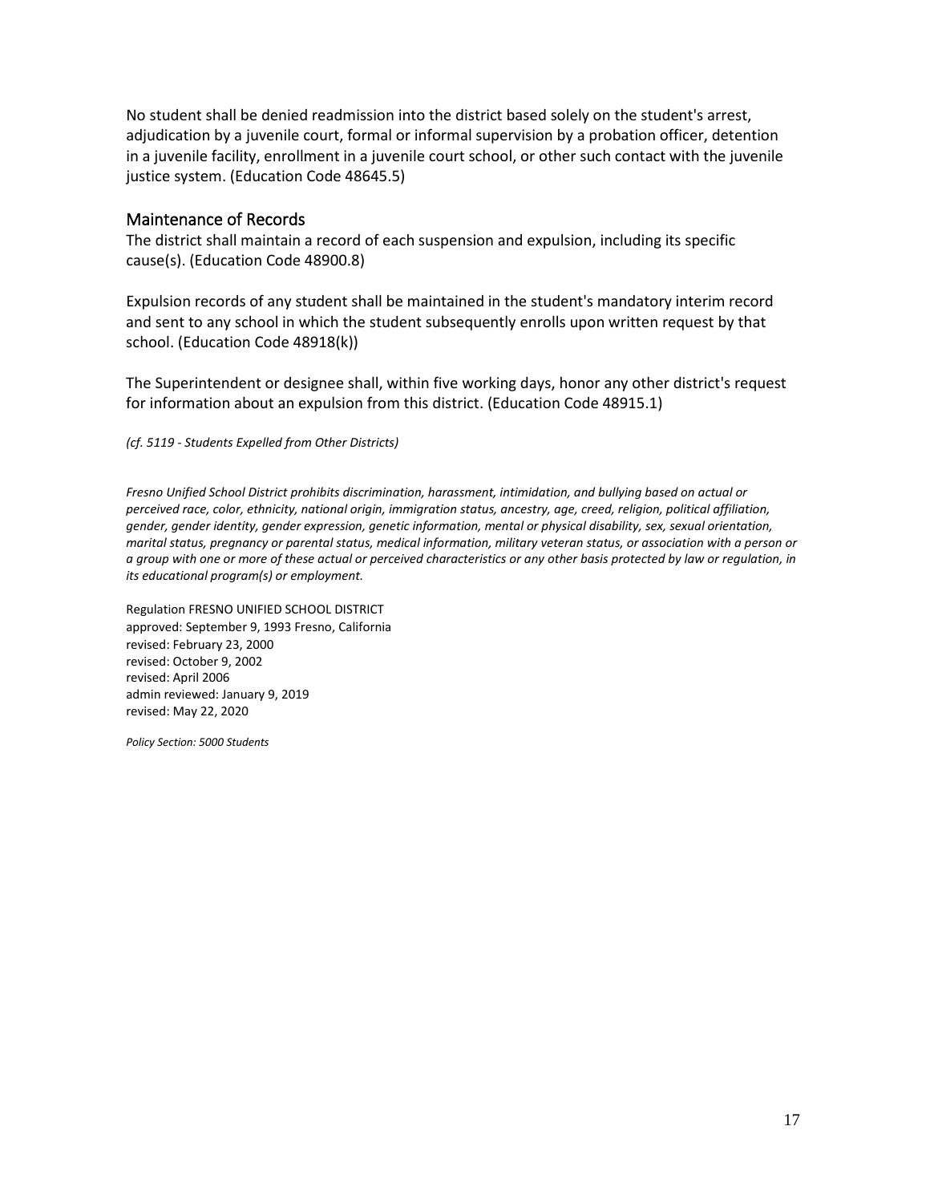No student shall be denied readmission into the district based solely on the student's arrest, adjudication by a juvenile court, formal or informal supervision by a probation officer, detention in a juvenile facility, enrollment in a juvenile court school, or other such contact with the juvenile justice system. (Education Code 48645.5)

## Maintenance of Records

The district shall maintain a record of each suspension and expulsion, including its specific cause(s). (Education Code 48900.8)

Expulsion records of any student shall be maintained in the student's mandatory interim record and sent to any school in which the student subsequently enrolls upon written request by that school. (Education Code 48918(k))

The Superintendent or designee shall, within five working days, honor any other district's request for information about an expulsion from this district. (Education Code 48915.1)

*(cf. 5119 - Students Expelled from Other Districts)*

*Fresno Unified School District prohibits discrimination, harassment, intimidation, and bullying based on actual or perceived race, color, ethnicity, national origin, immigration status, ancestry, age, creed, religion, political affiliation, gender, gender identity, gender expression, genetic information, mental or physical disability, sex, sexual orientation, marital status, pregnancy or parental status, medical information, military veteran status, or association with a person or a group with one or more of these actual or perceived characteristics or any other basis protected by law or regulation, in its educational program(s) or employment.*

Regulation FRESNO UNIFIED SCHOOL DISTRICT
approved: September 9, 1993 Fresno, California
revised: February 23, 2000
revised: October 9, 2002
revised: April 2006
admin reviewed: January 9, 2019
revised: May 22, 2020

*Policy Section: 5000 Students*